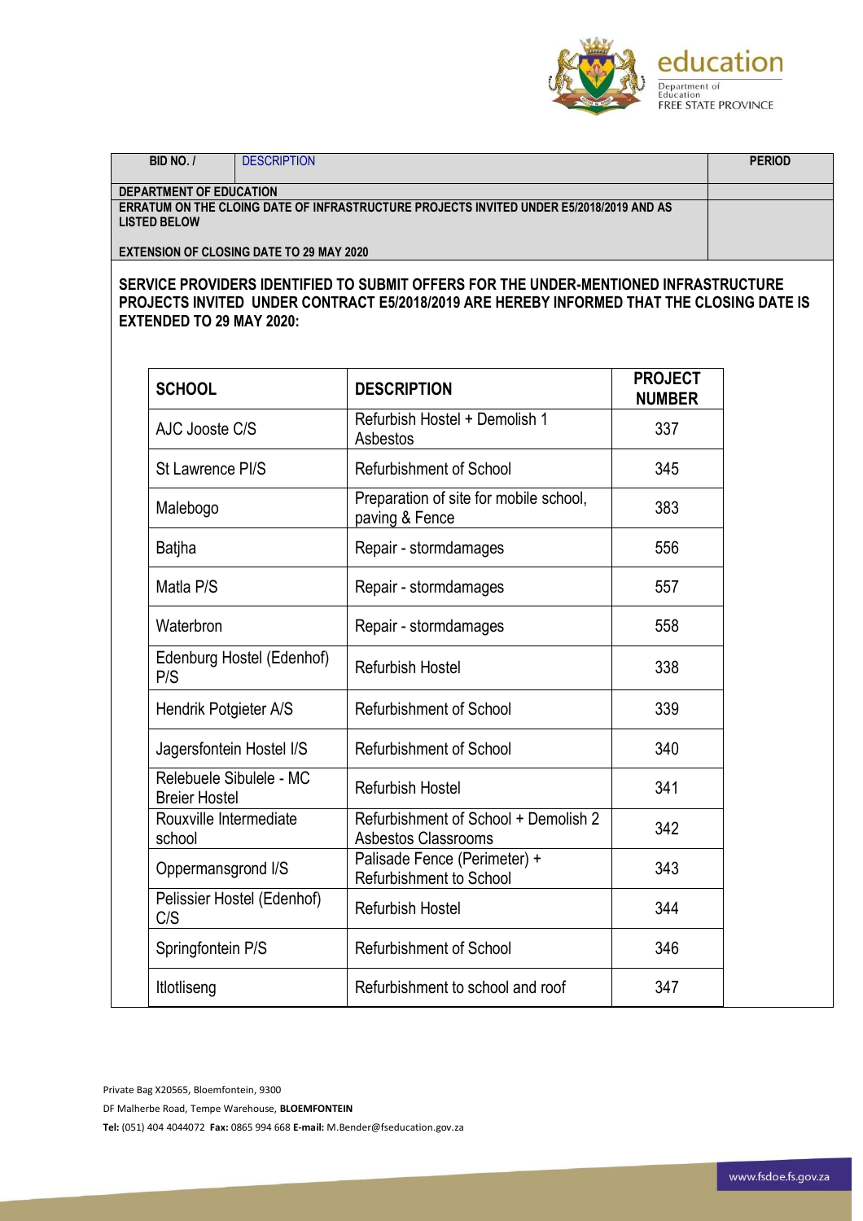education

Department of Education
FREE STATE PROVINCE

| BID NO. / | DESCRIPTION | PERIOD |
|---|---|---|
| **DEPARTMENT OF EDUCATION** | | |
| **ERRATUM ON THE CLOING DATE OF INFRASTRUCTURE PROJECTS INVITED UNDER E5/2018/2019 AND AS LISTED BELOW** **EXTENSION OF CLOSING DATE TO 29 MAY 2020** | | |

**SERVICE PROVIDERS IDENTIFIED TO SUBMIT OFFERS FOR THE UNDER-MENTIONED INFRASTRUCTURE PROJECTS INVITED UNDER CONTRACT E5/2018/2019 ARE HEREBY INFORMED THAT THE CLOSING DATE IS EXTENDED TO 29 MAY 2020:**

| SCHOOL | DESCRIPTION | PROJECT NUMBER |
|---|---|---|
| AJC Jooste C/S | Refurbish Hostel + Demolish 1 Asbestos | 337 |
| St Lawrence Pl/S | Refurbishment of School | 345 |
| Malebogo | Preparation of site for mobile school, paving & Fence | 383 |
| Batjha | Repair - stormdamages | 556 |
| Matla P/S | Repair - stormdamages | 557 |
| Waterbron | Repair - stormdamages | 558 |
| Edenburg Hostel (Edenhof) P/S | Refurbish Hostel | 338 |
| Hendrik Potgieter A/S | Refurbishment of School | 339 |
| Jagersfontein Hostel I/S | Refurbishment of School | 340 |
| Relebuele Sibulele - MC Breier Hostel | Refurbish Hostel | 341 |
| Rouxville Intermediate school | Refurbishment of School + Demolish 2 Asbestos Classrooms | 342 |
| Oppermansgrond I/S | Palisade Fence (Perimeter) + Refurbishment to School | 343 |
| Pelissier Hostel (Edenhof) C/S | Refurbish Hostel | 344 |
| Springfontein P/S | Refurbishment of School | 346 |
| Itlotliseng | Refurbishment to school and roof | 347 |

Private Bag X20565, Bloemfontein, 9300

DF Malherbe Road, Tempe Warehouse, **BLOEMFONTEIN**

**Tel:** (051) 404 4044072 **Fax:** 0865 994 668 **E-mail:** M.Bender@fseducation.gov.za

www.fsdoe.fs.gov.za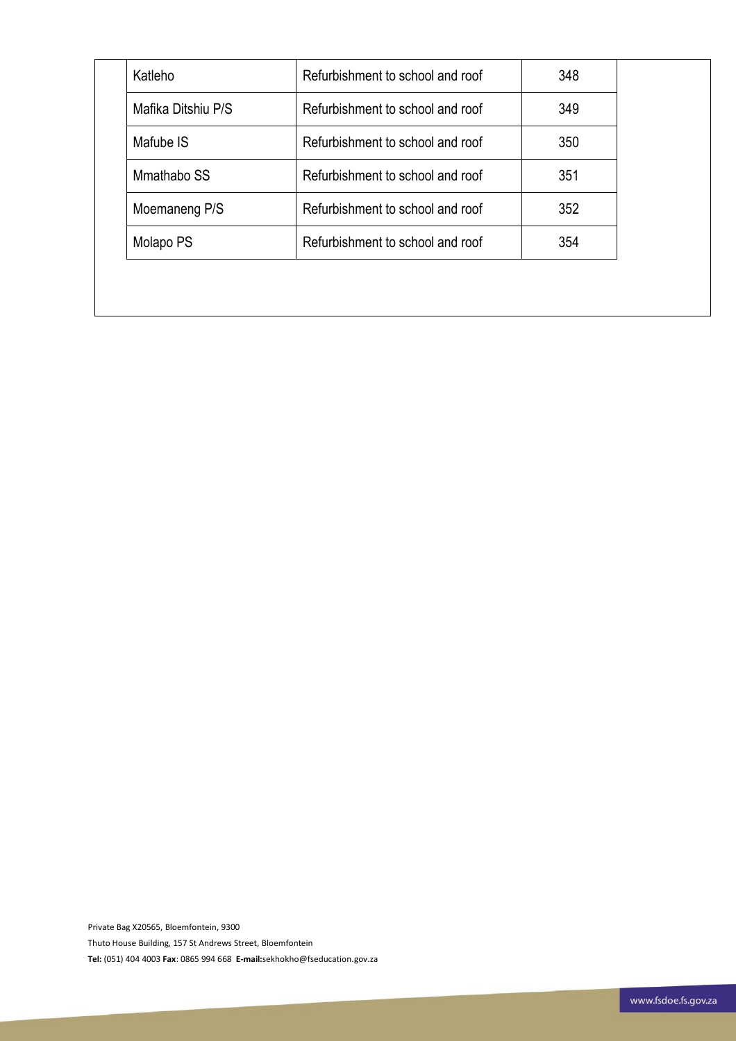| | | |
|---|---|---|
| Katleho | Refurbishment to school and roof | 348 |
| Mafika Ditshiu P/S | Refurbishment to school and roof | 349 |
| Mafube IS | Refurbishment to school and roof | 350 |
| Mmathabo SS | Refurbishment to school and roof | 351 |
| Moemaneng P/S | Refurbishment to school and roof | 352 |
| Molapo PS | Refurbishment to school and roof | 354 |

Private Bag X20565, Bloemfontein, 9300

Thuto House Building, 157 St Andrews Street, Bloemfontein

**Tel:** (051) 404 4003 **Fax**: 0865 994 668 **E-mail:**sekhokho@fseducation.gov.za

www.fsdoe.fs.gov.za